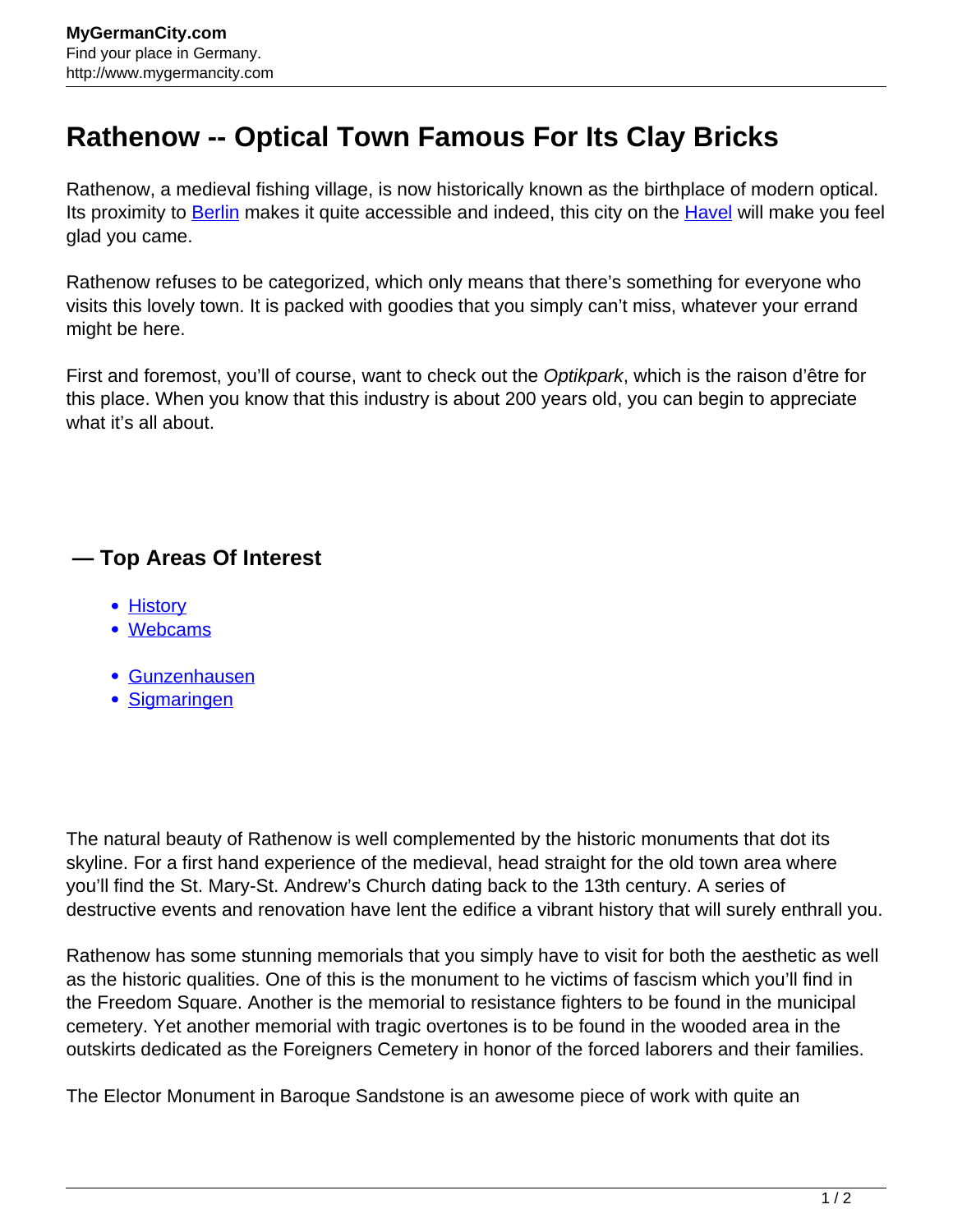# Rathenow -- Optical Town Famous For Its Clay Bricks

Rathenow, a medieval fishing village, is now historically known as the birthplace of modern optical. Its proximity to Berlin makes it quite accessible and indeed, this city on the Havel will make you feel glad you came.

Rathenow refuses to be categorized, which only means that there's something for everyone who visits this lovely town. It is packed with goodies that you simply can't miss, whatever your errand might be here.

First and foremost, you'll of course, want to check out the *Optikpark*, which is the raison d'être for this place. When you know that this industry is about 200 years old, you can begin to appreciate what it's all about.

### — Top Areas Of Interest

- History
- Webcams

- Gunzenhausen
- Sigmaringen

The natural beauty of Rathenow is well complemented by the historic monuments that dot its skyline. For a first hand experience of the medieval, head straight for the old town area where you'll find the St. Mary-St. Andrew's Church dating back to the 13th century. A series of destructive events and renovation have lent the edifice a vibrant history that will surely enthrall you.

Rathenow has some stunning memorials that you simply have to visit for both the aesthetic as well as the historic qualities. One of this is the monument to he victims of fascism which you'll find in the Freedom Square. Another is the memorial to resistance fighters to be found in the municipal cemetery. Yet another memorial with tragic overtones is to be found in the wooded area in the outskirts dedicated as the Foreigners Cemetery in honor of the forced laborers and their families.

The Elector Monument in Baroque Sandstone is an awesome piece of work with quite an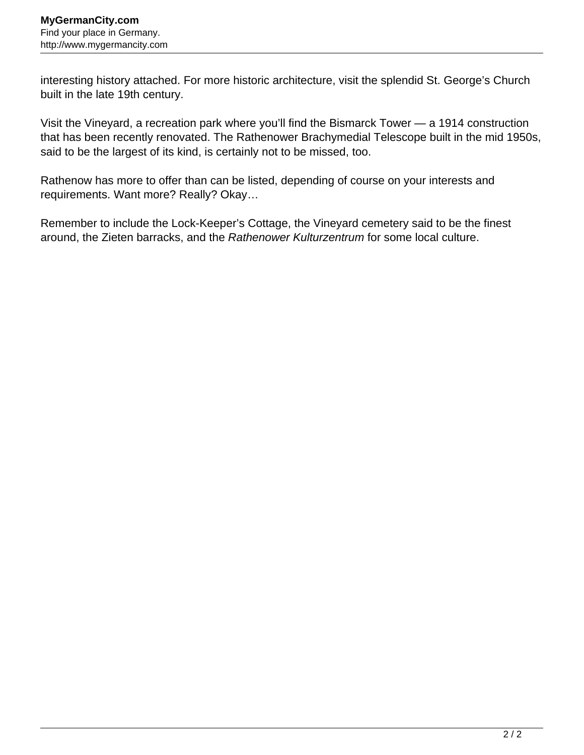interesting history attached. For more historic architecture, visit the splendid St. George’s Church built in the late 19th century.

Visit the Vineyard, a recreation park where you’ll find the Bismarck Tower — a 1914 construction that has been recently renovated. The Rathenower Brachymedial Telescope built in the mid 1950s, said to be the largest of its kind, is certainly not to be missed, too.

Rathenow has more to offer than can be listed, depending of course on your interests and requirements. Want more? Really? Okay…

Remember to include the Lock-Keeper’s Cottage, the Vineyard cemetery said to be the finest around, the Zieten barracks, and the *Rathenower Kulturzentrum* for some local culture.